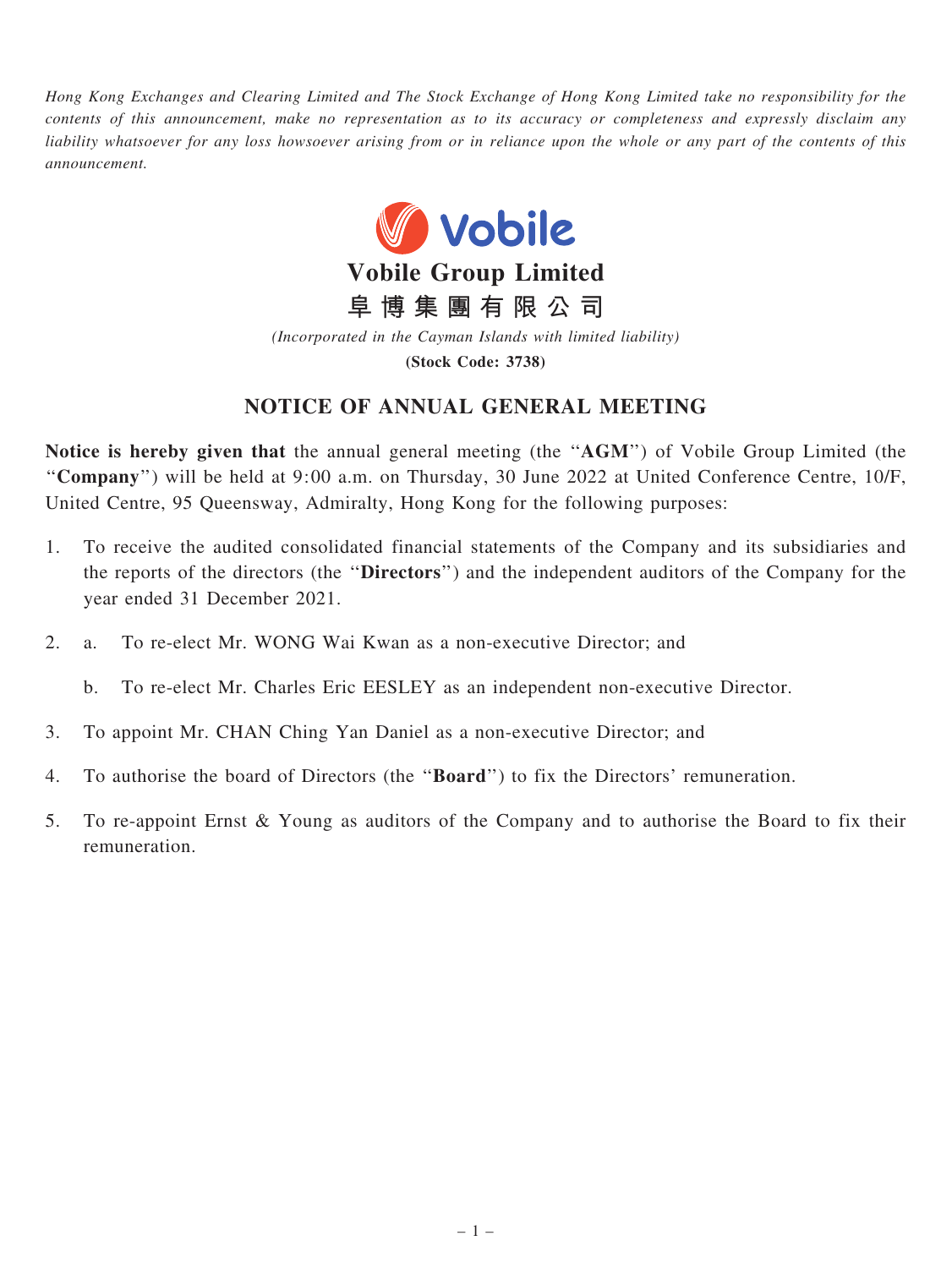*Hong Kong Exchanges and Clearing Limited and The Stock Exchange of Hong Kong Limited take no responsibility for the contents of this announcement, make no representation as to its accuracy or completeness and expressly disclaim any liability whatsoever for any loss howsoever arising from or in reliance upon the whole or any part of the contents of this announcement.*

# Vobile Group Limited
# 阜博集團有限公司

*(Incorporated in the Cayman Islands with limited liability)*

**(Stock Code: 3738)**

## NOTICE OF ANNUAL GENERAL MEETING

**Notice is hereby given that** the annual general meeting (the "**AGM**") of Vobile Group Limited (the "**Company**") will be held at 9:00 a.m. on Thursday, 30 June 2022 at United Conference Centre, 10/F, United Centre, 95 Queensway, Admiralty, Hong Kong for the following purposes:

1. To receive the audited consolidated financial statements of the Company and its subsidiaries and the reports of the directors (the "**Directors**") and the independent auditors of the Company for the year ended 31 December 2021.

2. a. To re-elect Mr. WONG Wai Kwan as a non-executive Director; and

   b. To re-elect Mr. Charles Eric EESLEY as an independent non-executive Director.

3. To appoint Mr. CHAN Ching Yan Daniel as a non-executive Director; and

4. To authorise the board of Directors (the "**Board**") to fix the Directors' remuneration.

5. To re-appoint Ernst & Young as auditors of the Company and to authorise the Board to fix their remuneration.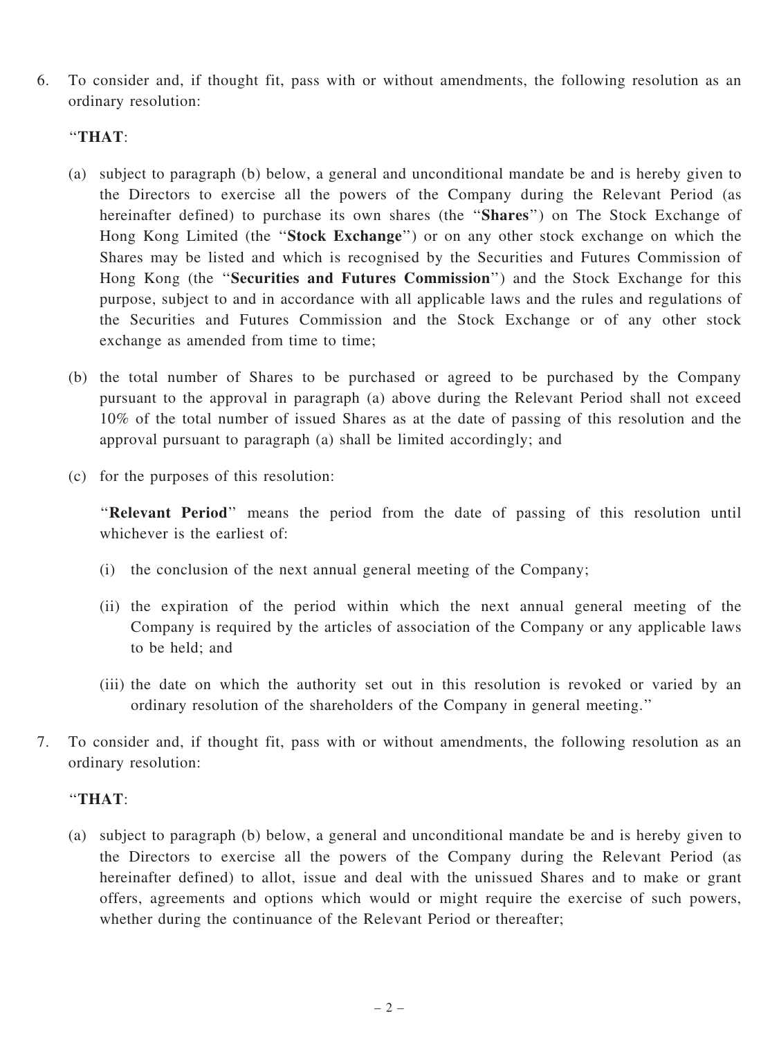6. To consider and, if thought fit, pass with or without amendments, the following resolution as an ordinary resolution:

   "**THAT**:

   (a) subject to paragraph (b) below, a general and unconditional mandate be and is hereby given to the Directors to exercise all the powers of the Company during the Relevant Period (as hereinafter defined) to purchase its own shares (the "**Shares**") on The Stock Exchange of Hong Kong Limited (the "**Stock Exchange**") or on any other stock exchange on which the Shares may be listed and which is recognised by the Securities and Futures Commission of Hong Kong (the "**Securities and Futures Commission**") and the Stock Exchange for this purpose, subject to and in accordance with all applicable laws and the rules and regulations of the Securities and Futures Commission and the Stock Exchange or of any other stock exchange as amended from time to time;

   (b) the total number of Shares to be purchased or agreed to be purchased by the Company pursuant to the approval in paragraph (a) above during the Relevant Period shall not exceed 10% of the total number of issued Shares as at the date of passing of this resolution and the approval pursuant to paragraph (a) shall be limited accordingly; and

   (c) for the purposes of this resolution:

   "**Relevant Period**" means the period from the date of passing of this resolution until whichever is the earliest of:

   (i) the conclusion of the next annual general meeting of the Company;

   (ii) the expiration of the period within which the next annual general meeting of the Company is required by the articles of association of the Company or any applicable laws to be held; and

   (iii) the date on which the authority set out in this resolution is revoked or varied by an ordinary resolution of the shareholders of the Company in general meeting."

7. To consider and, if thought fit, pass with or without amendments, the following resolution as an ordinary resolution:

   "**THAT**:

   (a) subject to paragraph (b) below, a general and unconditional mandate be and is hereby given to the Directors to exercise all the powers of the Company during the Relevant Period (as hereinafter defined) to allot, issue and deal with the unissued Shares and to make or grant offers, agreements and options which would or might require the exercise of such powers, whether during the continuance of the Relevant Period or thereafter;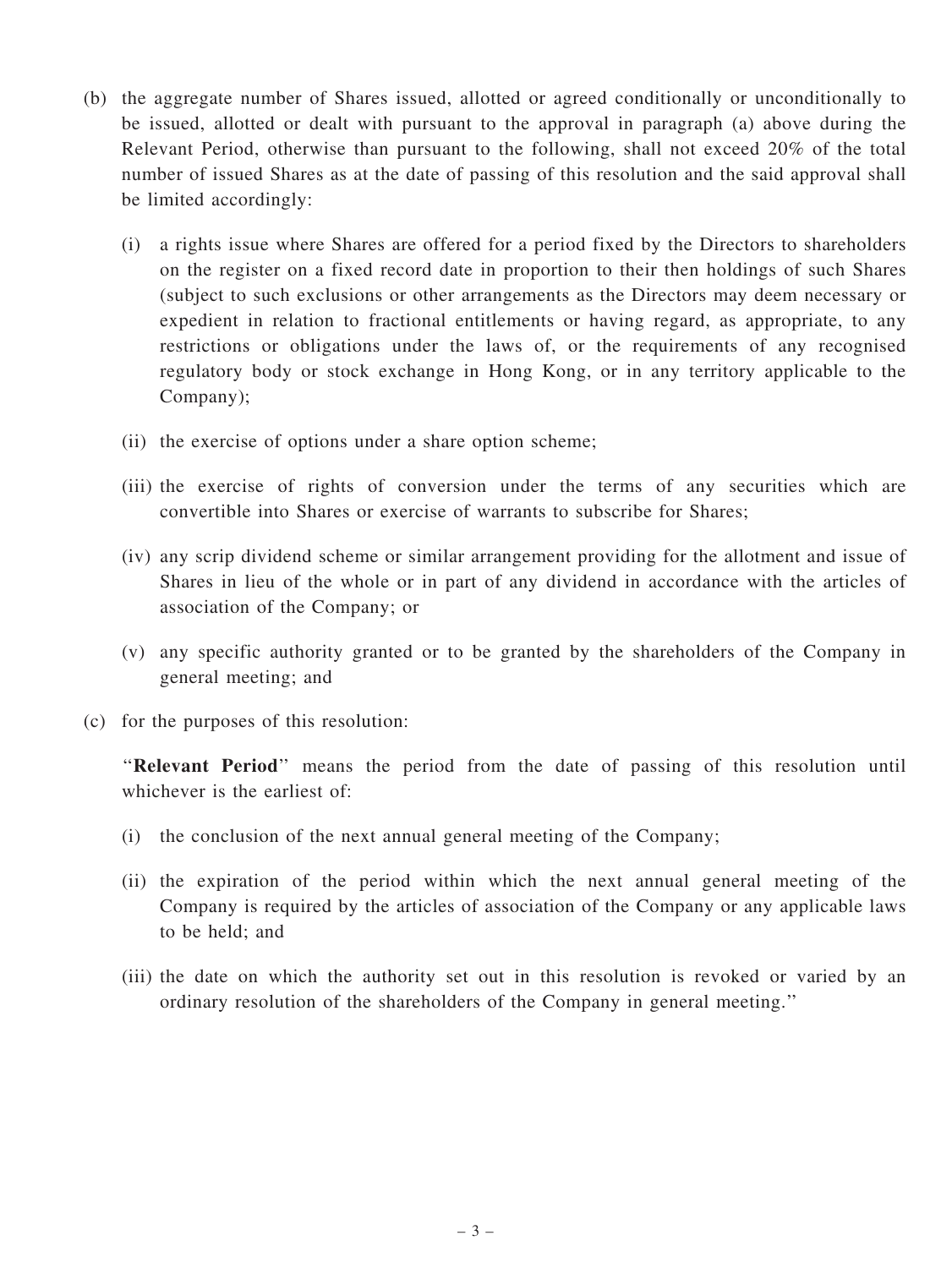(b) the aggregate number of Shares issued, allotted or agreed conditionally or unconditionally to be issued, allotted or dealt with pursuant to the approval in paragraph (a) above during the Relevant Period, otherwise than pursuant to the following, shall not exceed 20% of the total number of issued Shares as at the date of passing of this resolution and the said approval shall be limited accordingly:

   (i) a rights issue where Shares are offered for a period fixed by the Directors to shareholders on the register on a fixed record date in proportion to their then holdings of such Shares (subject to such exclusions or other arrangements as the Directors may deem necessary or expedient in relation to fractional entitlements or having regard, as appropriate, to any restrictions or obligations under the laws of, or the requirements of any recognised regulatory body or stock exchange in Hong Kong, or in any territory applicable to the Company);

   (ii) the exercise of options under a share option scheme;

   (iii) the exercise of rights of conversion under the terms of any securities which are convertible into Shares or exercise of warrants to subscribe for Shares;

   (iv) any scrip dividend scheme or similar arrangement providing for the allotment and issue of Shares in lieu of the whole or in part of any dividend in accordance with the articles of association of the Company; or

   (v) any specific authority granted or to be granted by the shareholders of the Company in general meeting; and

(c) for the purposes of this resolution:

   "**Relevant Period**" means the period from the date of passing of this resolution until whichever is the earliest of:

   (i) the conclusion of the next annual general meeting of the Company;

   (ii) the expiration of the period within which the next annual general meeting of the Company is required by the articles of association of the Company or any applicable laws to be held; and

   (iii) the date on which the authority set out in this resolution is revoked or varied by an ordinary resolution of the shareholders of the Company in general meeting."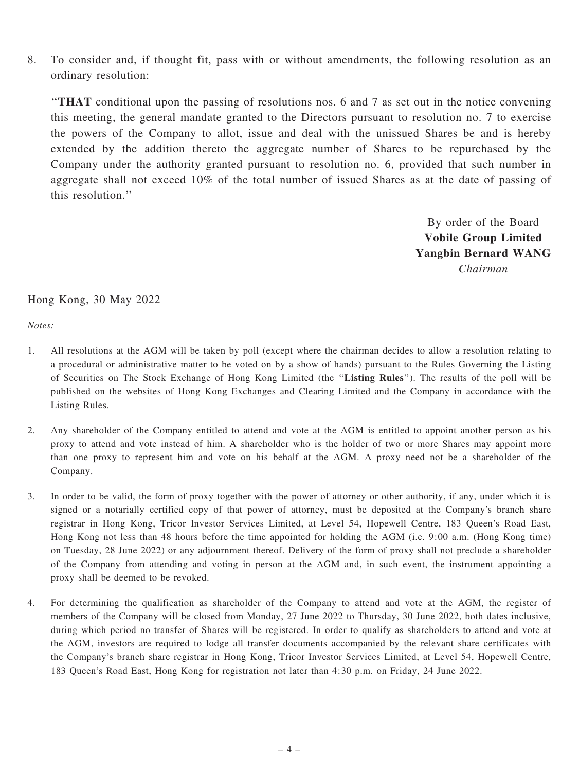8. To consider and, if thought fit, pass with or without amendments, the following resolution as an ordinary resolution:

   "**THAT** conditional upon the passing of resolutions nos. 6 and 7 as set out in the notice convening this meeting, the general mandate granted to the Directors pursuant to resolution no. 7 to exercise the powers of the Company to allot, issue and deal with the unissued Shares be and is hereby extended by the addition thereto the aggregate number of Shares to be repurchased by the Company under the authority granted pursuant to resolution no. 6, provided that such number in aggregate shall not exceed 10% of the total number of issued Shares as at the date of passing of this resolution."

By order of the Board
**Vobile Group Limited**
**Yangbin Bernard WANG**
*Chairman*

Hong Kong, 30 May 2022

*Notes:*

1. All resolutions at the AGM will be taken by poll (except where the chairman decides to allow a resolution relating to a procedural or administrative matter to be voted on by a show of hands) pursuant to the Rules Governing the Listing of Securities on The Stock Exchange of Hong Kong Limited (the "**Listing Rules**"). The results of the poll will be published on the websites of Hong Kong Exchanges and Clearing Limited and the Company in accordance with the Listing Rules.

2. Any shareholder of the Company entitled to attend and vote at the AGM is entitled to appoint another person as his proxy to attend and vote instead of him. A shareholder who is the holder of two or more Shares may appoint more than one proxy to represent him and vote on his behalf at the AGM. A proxy need not be a shareholder of the Company.

3. In order to be valid, the form of proxy together with the power of attorney or other authority, if any, under which it is signed or a notarially certified copy of that power of attorney, must be deposited at the Company's branch share registrar in Hong Kong, Tricor Investor Services Limited, at Level 54, Hopewell Centre, 183 Queen's Road East, Hong Kong not less than 48 hours before the time appointed for holding the AGM (i.e. 9:00 a.m. (Hong Kong time) on Tuesday, 28 June 2022) or any adjournment thereof. Delivery of the form of proxy shall not preclude a shareholder of the Company from attending and voting in person at the AGM and, in such event, the instrument appointing a proxy shall be deemed to be revoked.

4. For determining the qualification as shareholder of the Company to attend and vote at the AGM, the register of members of the Company will be closed from Monday, 27 June 2022 to Thursday, 30 June 2022, both dates inclusive, during which period no transfer of Shares will be registered. In order to qualify as shareholders to attend and vote at the AGM, investors are required to lodge all transfer documents accompanied by the relevant share certificates with the Company's branch share registrar in Hong Kong, Tricor Investor Services Limited, at Level 54, Hopewell Centre, 183 Queen's Road East, Hong Kong for registration not later than 4:30 p.m. on Friday, 24 June 2022.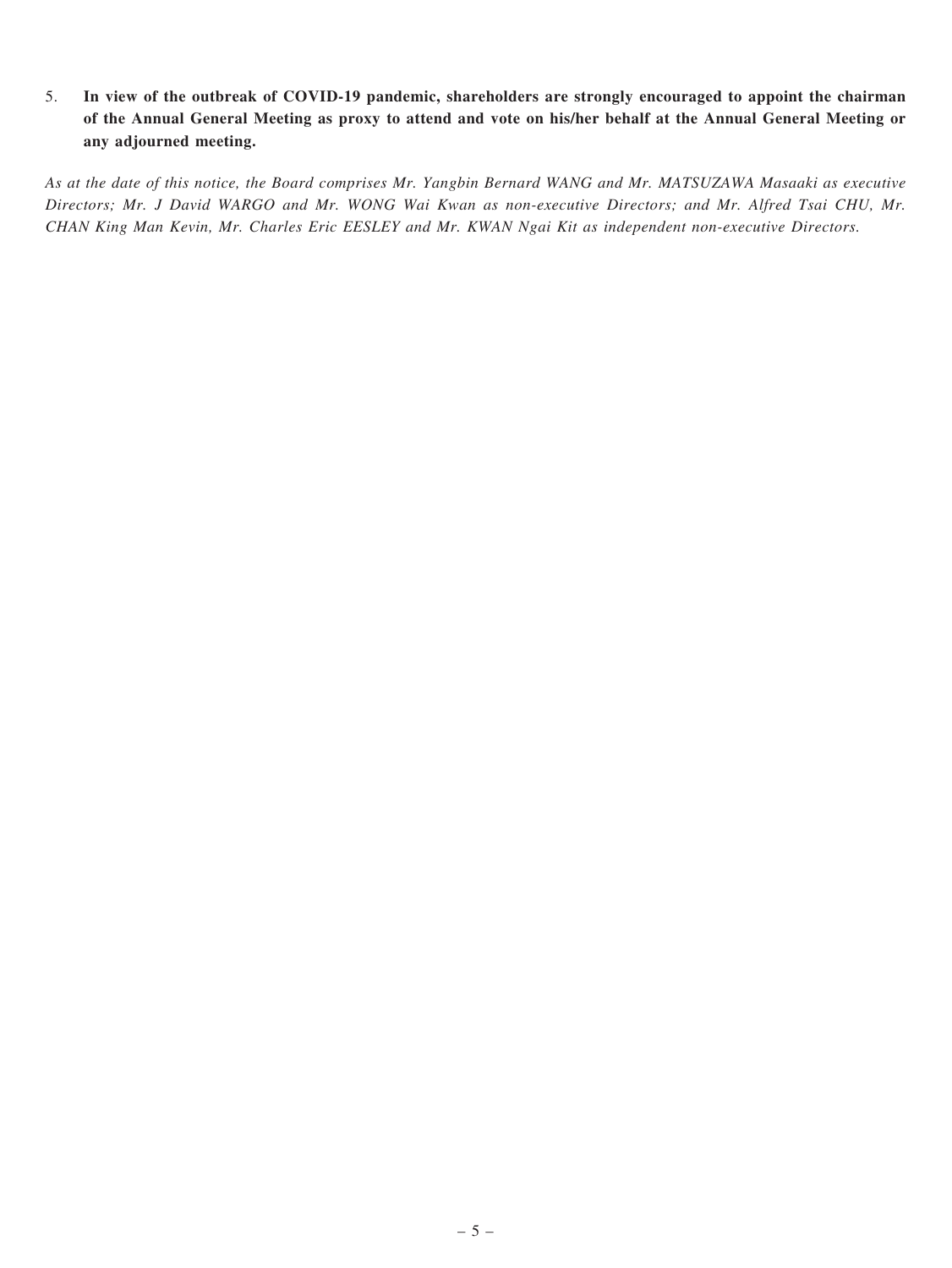5. **In view of the outbreak of COVID-19 pandemic, shareholders are strongly encouraged to appoint the chairman of the Annual General Meeting as proxy to attend and vote on his/her behalf at the Annual General Meeting or any adjourned meeting.**

*As at the date of this notice, the Board comprises Mr. Yangbin Bernard WANG and Mr. MATSUZAWA Masaaki as executive Directors; Mr. J David WARGO and Mr. WONG Wai Kwan as non-executive Directors; and Mr. Alfred Tsai CHU, Mr. CHAN King Man Kevin, Mr. Charles Eric EESLEY and Mr. KWAN Ngai Kit as independent non-executive Directors.*